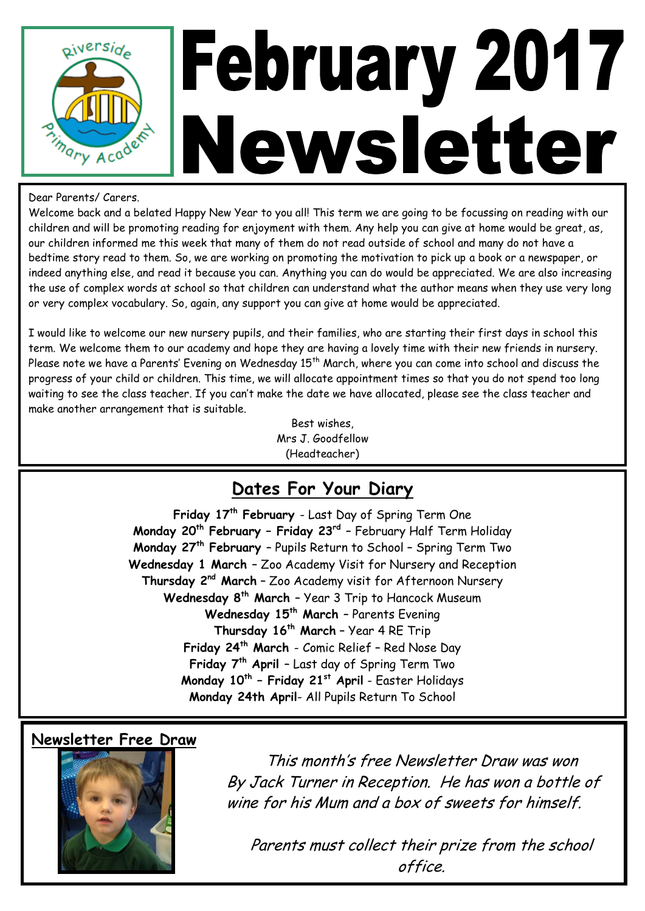# February 2017 Newsletter

Dear Parents/ Carers.

Welcome back and a belated Happy New Year to you all! This term we are going to be focussing on reading with our children and will be promoting reading for enjoyment with them. Any help you can give at home would be great, as, our children informed me this week that many of them do not read outside of school and many do not have a bedtime story read to them. So, we are working on promoting the motivation to pick up a book or a newspaper, or indeed anything else, and read it because you can. Anything you can do would be appreciated. We are also increasing the use of complex words at school so that children can understand what the author means when they use very long or very complex vocabulary. So, again, any support you can give at home would be appreciated.

I would like to welcome our new nursery pupils, and their families, who are starting their first days in school this term. We welcome them to our academy and hope they are having a lovely time with their new friends in nursery. Please note we have a Parents' Evening on Wednesday 15th March, where you can come into school and discuss the progress of your child or children. This time, we will allocate appointment times so that you do not spend too long waiting to see the class teacher. If you can't make the date we have allocated, please see the class teacher and make another arrangement that is suitable.

Best wishes,
Mrs J. Goodfellow
(Headteacher)

## Dates For Your Diary

**Friday 17th February** - Last Day of Spring Term One
**Monday 20th February – Friday 23rd** – February Half Term Holiday
**Monday 27th February** – Pupils Return to School – Spring Term Two
**Wednesday 1 March** – Zoo Academy Visit for Nursery and Reception
**Thursday 2nd March** – Zoo Academy visit for Afternoon Nursery
**Wednesday 8th March** – Year 3 Trip to Hancock Museum
**Wednesday 15th March** – Parents Evening
**Thursday 16th March** – Year 4 RE Trip
**Friday 24th March** - Comic Relief – Red Nose Day
**Friday 7th April** – Last day of Spring Term Two
**Monday 10th – Friday 21st April** - Easter Holidays
**Monday 24th April**- All Pupils Return To School

## Newsletter Free Draw

*This month's free Newsletter Draw was won By Jack Turner in Reception. He has won a bottle of wine for his Mum and a box of sweets for himself.*

*Parents must collect their prize from the school office.*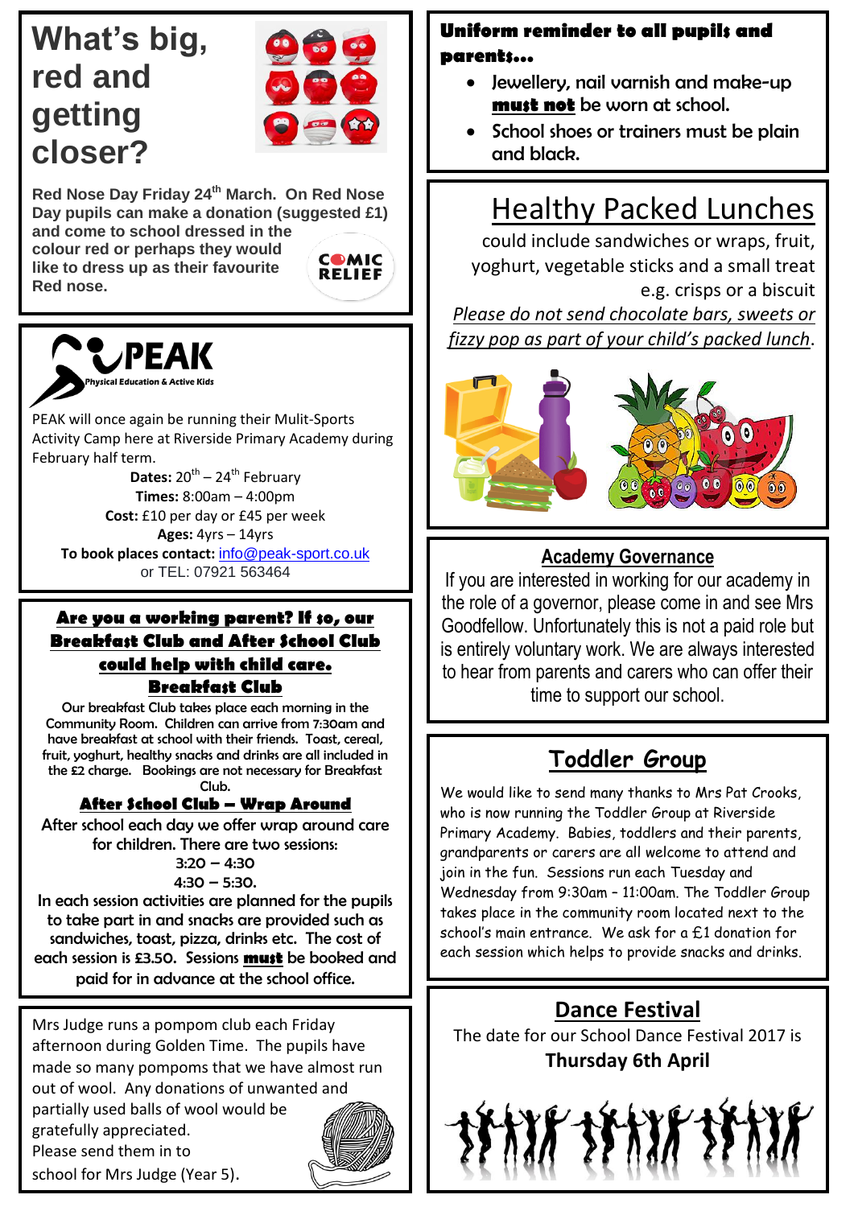# What's big, red and getting closer?

**Red Nose Day Friday 24th March. On Red Nose Day pupils can make a donation (suggested £1) and come to school dressed in the colour red or perhaps they would like to dress up as their favourite Red nose.**

COMIC RELIEF

PEAK
Physical Education & Active Kids

PEAK will once again be running their Mulit-Sports Activity Camp here at Riverside Primary Academy during February half term.

**Dates:** 20th – 24th February
**Times:** 8:00am – 4:00pm
**Cost:** £10 per day or £45 per week
**Ages:** 4yrs – 14yrs
**To book places contact:** info@peak-sport.co.uk
or TEL: 07921 563464

## Are you a working parent? If so, our Breakfast Club and After School Club could help with child care.

### Breakfast Club

Our breakfast Club takes place each morning in the Community Room. Children can arrive from 7:30am and have breakfast at school with their friends. Toast, cereal, fruit, yoghurt, healthy snacks and drinks are all included in the £2 charge. Bookings are not necessary for Breakfast Club.

### After School Club – Wrap Around

After school each day we offer wrap around care for children. There are two sessions:

3:20 – 4:30
4:30 – 5:30.

In each session activities are planned for the pupils to take part in and snacks are provided such as sandwiches, toast, pizza, drinks etc. The cost of each session is £3.50. Sessions **must** be booked and paid for in advance at the school office.

Mrs Judge runs a pompom club each Friday afternoon during Golden Time. The pupils have made so many pompoms that we have almost run out of wool. Any donations of unwanted and partially used balls of wool would be gratefully appreciated. Please send them in to school for Mrs Judge (Year 5).

**Uniform reminder to all pupils and parents…**

- Jewellery, nail varnish and make-up **must not** be worn at school.
- School shoes or trainers must be plain and black.

## Healthy Packed Lunches

could include sandwiches or wraps, fruit, yoghurt, vegetable sticks and a small treat e.g. crisps or a biscuit

*Please do not send chocolate bars, sweets or fizzy pop as part of your child's packed lunch*.

## Academy Governance

If you are interested in working for our academy in the role of a governor, please come in and see Mrs Goodfellow. Unfortunately this is not a paid role but is entirely voluntary work. We are always interested to hear from parents and carers who can offer their time to support our school.

## Toddler Group

We would like to send many thanks to Mrs Pat Crooks, who is now running the Toddler Group at Riverside Primary Academy. Babies, toddlers and their parents, grandparents or carers are all welcome to attend and join in the fun. Sessions run each Tuesday and Wednesday from 9:30am – 11:00am. The Toddler Group takes place in the community room located next to the school's main entrance. We ask for a £1 donation for each session which helps to provide snacks and drinks.

## Dance Festival

The date for our School Dance Festival 2017 is
**Thursday 6th April**